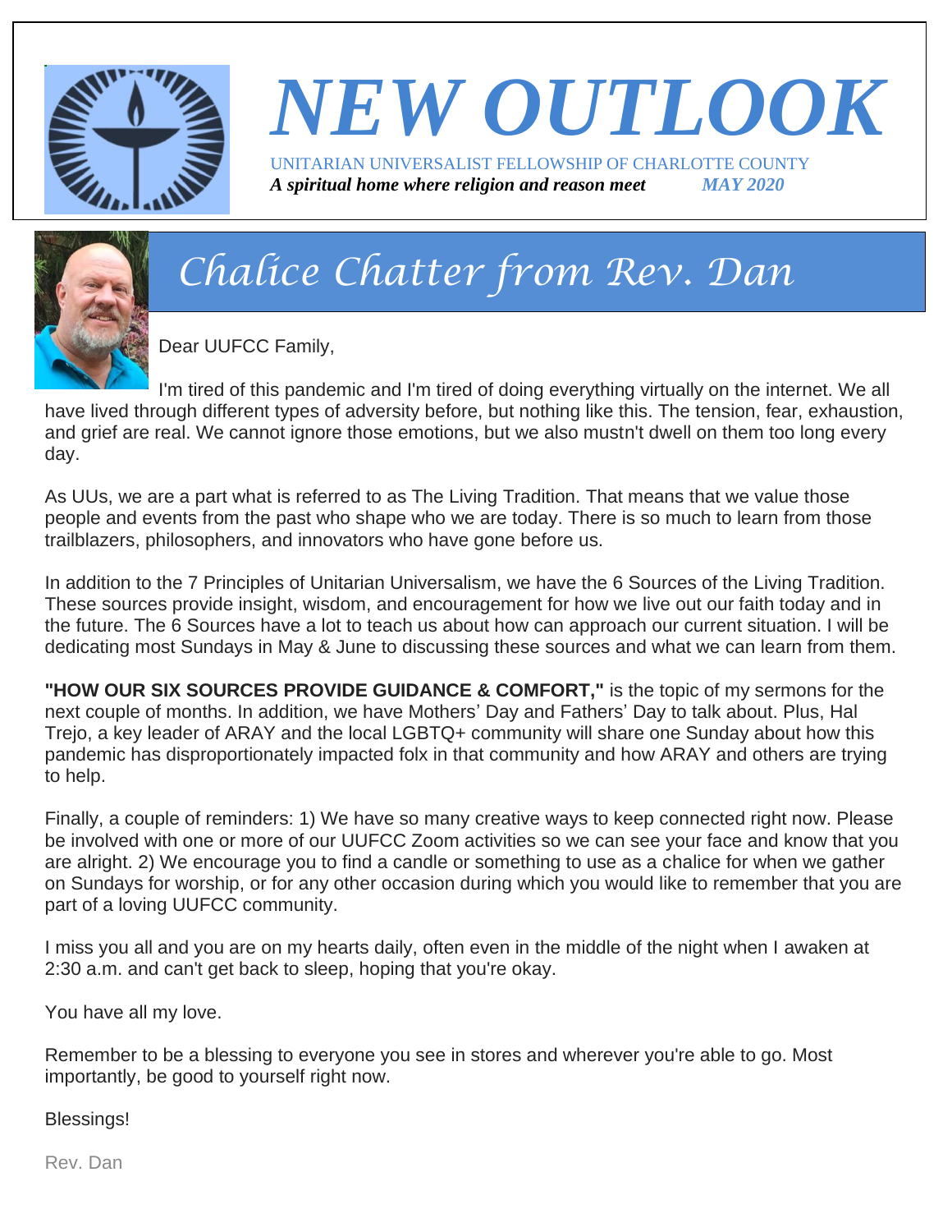# NEW OUTLOOK

UNITARIAN UNIVERSALIST FELLOWSHIP OF CHARLOTTE COUNTY

***A spiritual home where religion and reason meet*** ***MAY 2020***

## *Chalice Chatter from Rev. Dan*

Dear UUFCC Family,

I'm tired of this pandemic and I'm tired of doing everything virtually on the internet. We all have lived through different types of adversity before, but nothing like this. The tension, fear, exhaustion, and grief are real. We cannot ignore those emotions, but we also mustn't dwell on them too long every day.

As UUs, we are a part what is referred to as The Living Tradition. That means that we value those people and events from the past who shape who we are today. There is so much to learn from those trailblazers, philosophers, and innovators who have gone before us.

In addition to the 7 Principles of Unitarian Universalism, we have the 6 Sources of the Living Tradition. These sources provide insight, wisdom, and encouragement for how we live out our faith today and in the future. The 6 Sources have a lot to teach us about how can approach our current situation. I will be dedicating most Sundays in May & June to discussing these sources and what we can learn from them.

**"HOW OUR SIX SOURCES PROVIDE GUIDANCE & COMFORT,"** is the topic of my sermons for the next couple of months. In addition, we have Mothers' Day and Fathers' Day to talk about. Plus, Hal Trejo, a key leader of ARAY and the local LGBTQ+ community will share one Sunday about how this pandemic has disproportionately impacted folx in that community and how ARAY and others are trying to help.

Finally, a couple of reminders: 1) We have so many creative ways to keep connected right now. Please be involved with one or more of our UUFCC Zoom activities so we can see your face and know that you are alright. 2) We encourage you to find a candle or something to use as a chalice for when we gather on Sundays for worship, or for any other occasion during which you would like to remember that you are part of a loving UUFCC community.

I miss you all and you are on my hearts daily, often even in the middle of the night when I awaken at 2:30 a.m. and can't get back to sleep, hoping that you're okay.

You have all my love.

Remember to be a blessing to everyone you see in stores and wherever you're able to go. Most importantly, be good to yourself right now.

Blessings!

Rev. Dan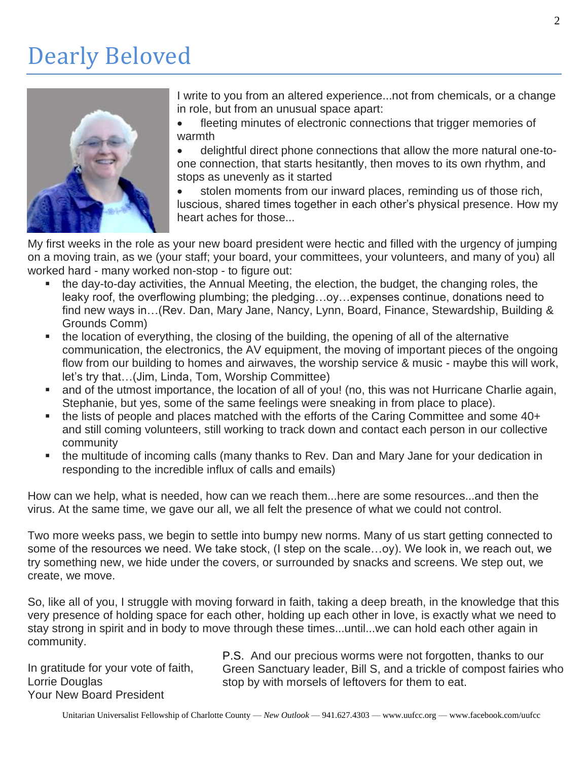# Dearly Beloved

I write to you from an altered experience...not from chemicals, or a change in role, but from an unusual space apart:

- fleeting minutes of electronic connections that trigger memories of warmth
- delightful direct phone connections that allow the more natural one-to-one connection, that starts hesitantly, then moves to its own rhythm, and stops as unevenly as it started
- stolen moments from our inward places, reminding us of those rich, luscious, shared times together in each other's physical presence. How my heart aches for those...

My first weeks in the role as your new board president were hectic and filled with the urgency of jumping on a moving train, as we (your staff; your board, your committees, your volunteers, and many of you) all worked hard - many worked non-stop - to figure out:

- the day-to-day activities, the Annual Meeting, the election, the budget, the changing roles, the leaky roof, the overflowing plumbing; the pledging…oy…expenses continue, donations need to find new ways in…(Rev. Dan, Mary Jane, Nancy, Lynn, Board, Finance, Stewardship, Building & Grounds Comm)
- the location of everything, the closing of the building, the opening of all of the alternative communication, the electronics, the AV equipment, the moving of important pieces of the ongoing flow from our building to homes and airwaves, the worship service & music - maybe this will work, let's try that…(Jim, Linda, Tom, Worship Committee)
- and of the utmost importance, the location of all of you! (no, this was not Hurricane Charlie again, Stephanie, but yes, some of the same feelings were sneaking in from place to place).
- the lists of people and places matched with the efforts of the Caring Committee and some 40+ and still coming volunteers, still working to track down and contact each person in our collective community
- the multitude of incoming calls (many thanks to Rev. Dan and Mary Jane for your dedication in responding to the incredible influx of calls and emails)

How can we help, what is needed, how can we reach them...here are some resources...and then the virus. At the same time, we gave our all, we all felt the presence of what we could not control.

Two more weeks pass, we begin to settle into bumpy new norms. Many of us start getting connected to some of the resources we need. We take stock, (I step on the scale…oy). We look in, we reach out, we try something new, we hide under the covers, or surrounded by snacks and screens. We step out, we create, we move.

So, like all of you, I struggle with moving forward in faith, taking a deep breath, in the knowledge that this very presence of holding space for each other, holding up each other in love, is exactly what we need to stay strong in spirit and in body to move through these times...until...we can hold each other again in community.

In gratitude for your vote of faith,
Lorrie Douglas
Your New Board President

P.S. And our precious worms were not forgotten, thanks to our Green Sanctuary leader, Bill S, and a trickle of compost fairies who stop by with morsels of leftovers for them to eat.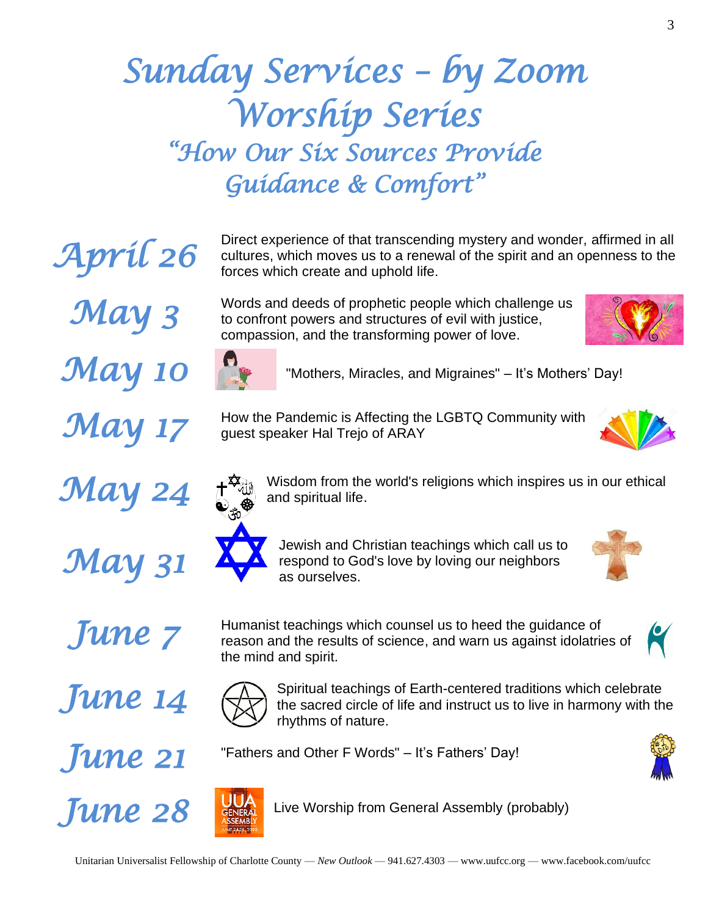# Sunday Services – by Zoom

# Worship Series

## "How Our Six Sources Provide Guidance & Comfort"

**April 26** — Direct experience of that transcending mystery and wonder, affirmed in all cultures, which moves us to a renewal of the spirit and an openness to the forces which create and uphold life.

**May 3** — Words and deeds of prophetic people which challenge us to confront powers and structures of evil with justice, compassion, and the transforming power of love.

**May 10** — "Mothers, Miracles, and Migraines" – It's Mothers' Day!

**May 17** — How the Pandemic is Affecting the LGBTQ Community with guest speaker Hal Trejo of ARAY

**May 24** — Wisdom from the world's religions which inspires us in our ethical and spiritual life.

**May 31** — Jewish and Christian teachings which call us to respond to God's love by loving our neighbors as ourselves.

**June 7** — Humanist teachings which counsel us to heed the guidance of reason and the results of science, and warn us against idolatries of the mind and spirit.

**June 14** — Spiritual teachings of Earth-centered traditions which celebrate the sacred circle of life and instruct us to live in harmony with the rhythms of nature.

**June 21** — "Fathers and Other F Words" – It's Fathers' Day!

**June 28** — Live Worship from General Assembly (probably)

Unitarian Universalist Fellowship of Charlotte County — *New Outlook* — 941.627.4303 — www.uufcc.org — www.facebook.com/uufcc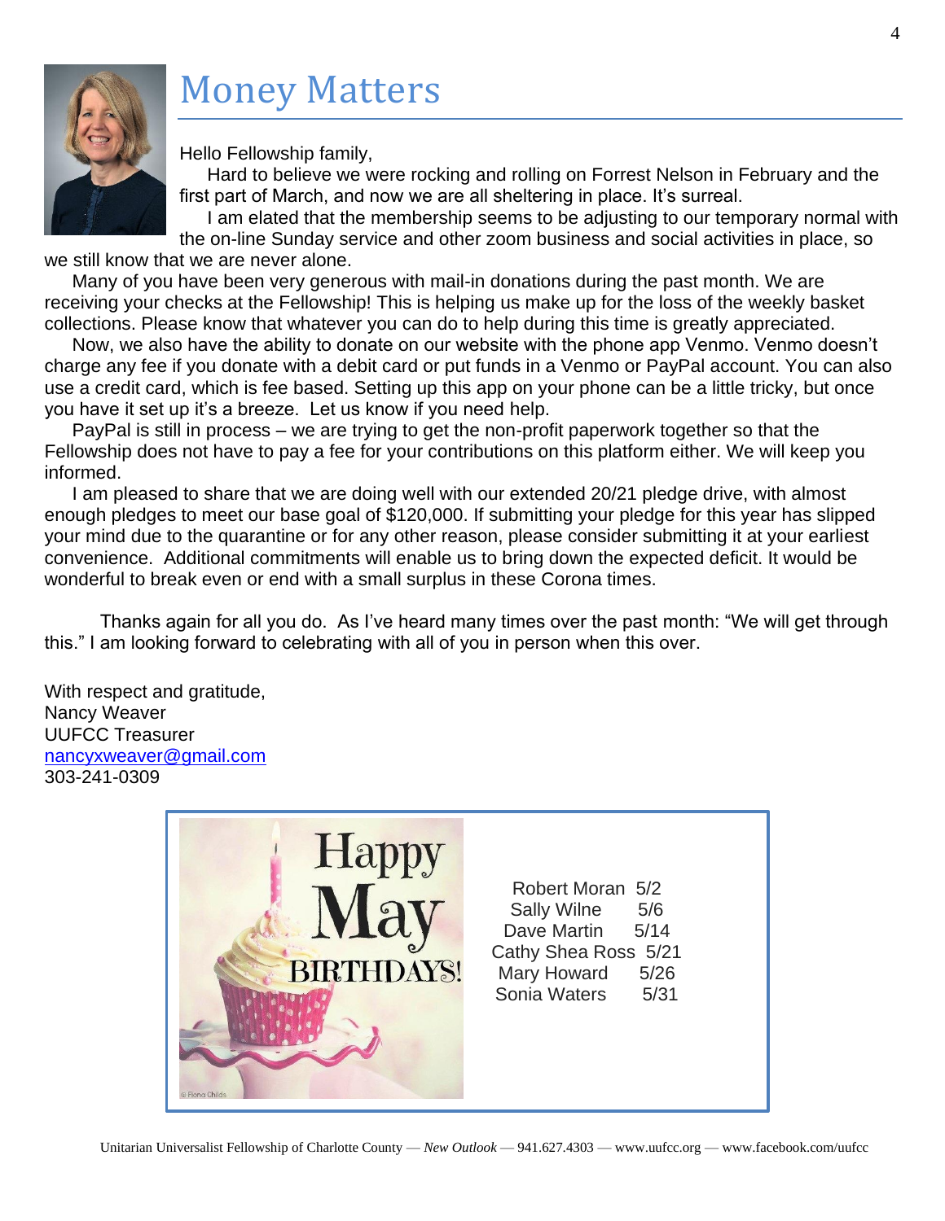# Money Matters

Hello Fellowship family,

Hard to believe we were rocking and rolling on Forrest Nelson in February and the first part of March, and now we are all sheltering in place. It's surreal.

I am elated that the membership seems to be adjusting to our temporary normal with the on-line Sunday service and other zoom business and social activities in place, so we still know that we are never alone.

Many of you have been very generous with mail-in donations during the past month. We are receiving your checks at the Fellowship! This is helping us make up for the loss of the weekly basket collections. Please know that whatever you can do to help during this time is greatly appreciated.

Now, we also have the ability to donate on our website with the phone app Venmo. Venmo doesn't charge any fee if you donate with a debit card or put funds in a Venmo or PayPal account. You can also use a credit card, which is fee based. Setting up this app on your phone can be a little tricky, but once you have it set up it's a breeze. Let us know if you need help.

PayPal is still in process – we are trying to get the non-profit paperwork together so that the Fellowship does not have to pay a fee for your contributions on this platform either. We will keep you informed.

I am pleased to share that we are doing well with our extended 20/21 pledge drive, with almost enough pledges to meet our base goal of $120,000. If submitting your pledge for this year has slipped your mind due to the quarantine or for any other reason, please consider submitting it at your earliest convenience. Additional commitments will enable us to bring down the expected deficit. It would be wonderful to break even or end with a small surplus in these Corona times.

Thanks again for all you do. As I've heard many times over the past month: "We will get through this." I am looking forward to celebrating with all of you in person when this over.

With respect and gratitude,
Nancy Weaver
UUFCC Treasurer
nancyxweaver@gmail.com
303-241-0309

**Happy May BIRTHDAYS!**

Robert Moran 5/2
Sally Wilne 5/6
Dave Martin 5/14
Cathy Shea Ross 5/21
Mary Howard 5/26
Sonia Waters 5/31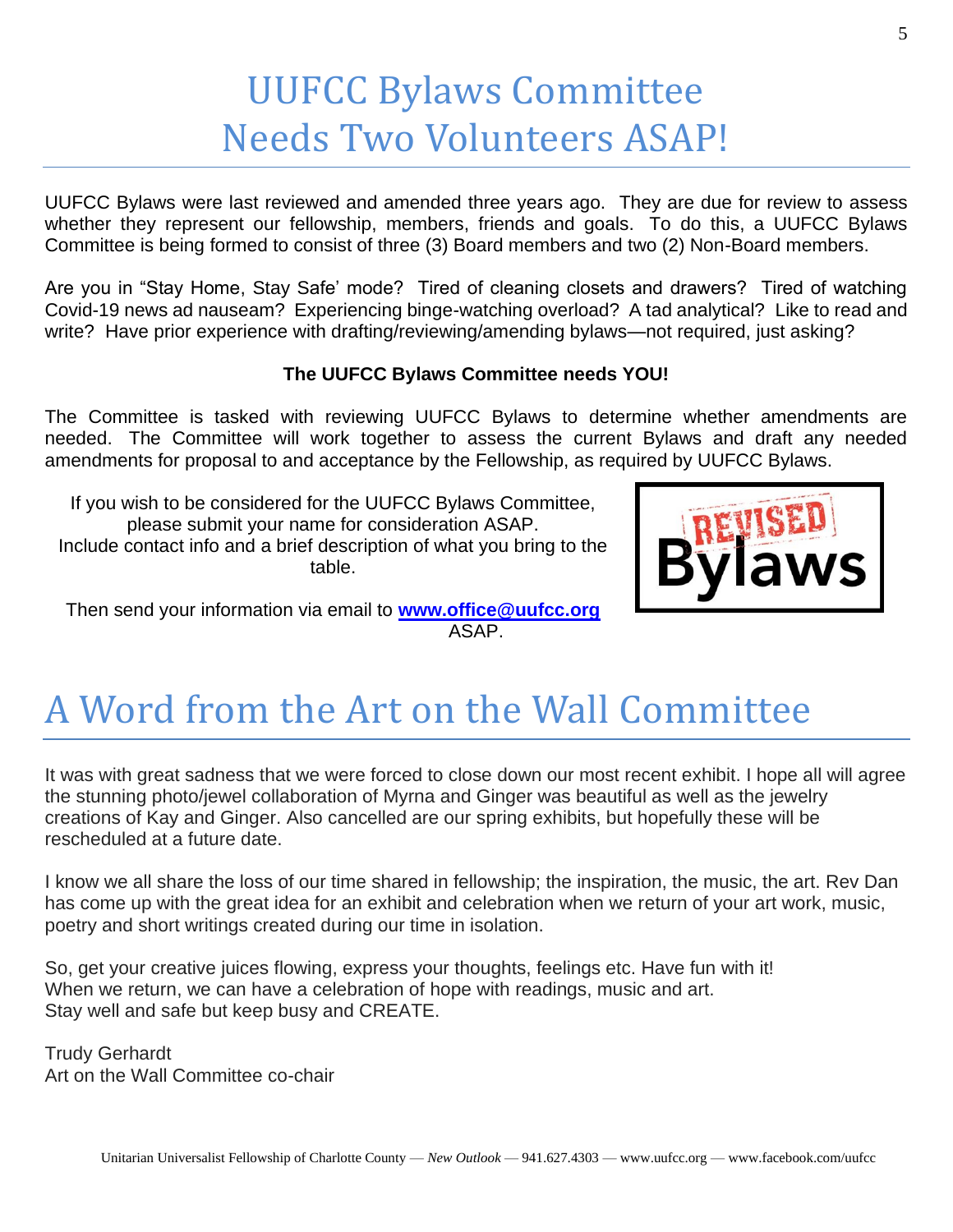# UUFCC Bylaws Committee Needs Two Volunteers ASAP!

UUFCC Bylaws were last reviewed and amended three years ago. They are due for review to assess whether they represent our fellowship, members, friends and goals. To do this, a UUFCC Bylaws Committee is being formed to consist of three (3) Board members and two (2) Non-Board members.

Are you in "Stay Home, Stay Safe' mode? Tired of cleaning closets and drawers? Tired of watching Covid-19 news ad nauseam? Experiencing binge-watching overload? A tad analytical? Like to read and write? Have prior experience with drafting/reviewing/amending bylaws—not required, just asking?

**The UUFCC Bylaws Committee needs YOU!**

The Committee is tasked with reviewing UUFCC Bylaws to determine whether amendments are needed. The Committee will work together to assess the current Bylaws and draft any needed amendments for proposal to and acceptance by the Fellowship, as required by UUFCC Bylaws.

If you wish to be considered for the UUFCC Bylaws Committee, please submit your name for consideration ASAP. Include contact info and a brief description of what you bring to the table.

Then send your information via email to **www.office@uufcc.org** ASAP.

# A Word from the Art on the Wall Committee

It was with great sadness that we were forced to close down our most recent exhibit. I hope all will agree the stunning photo/jewel collaboration of Myrna and Ginger was beautiful as well as the jewelry creations of Kay and Ginger. Also cancelled are our spring exhibits, but hopefully these will be rescheduled at a future date.

I know we all share the loss of our time shared in fellowship; the inspiration, the music, the art. Rev Dan has come up with the great idea for an exhibit and celebration when we return of your art work, music, poetry and short writings created during our time in isolation.

So, get your creative juices flowing, express your thoughts, feelings etc. Have fun with it!
When we return, we can have a celebration of hope with readings, music and art.
Stay well and safe but keep busy and CREATE.

Trudy Gerhardt
Art on the Wall Committee co-chair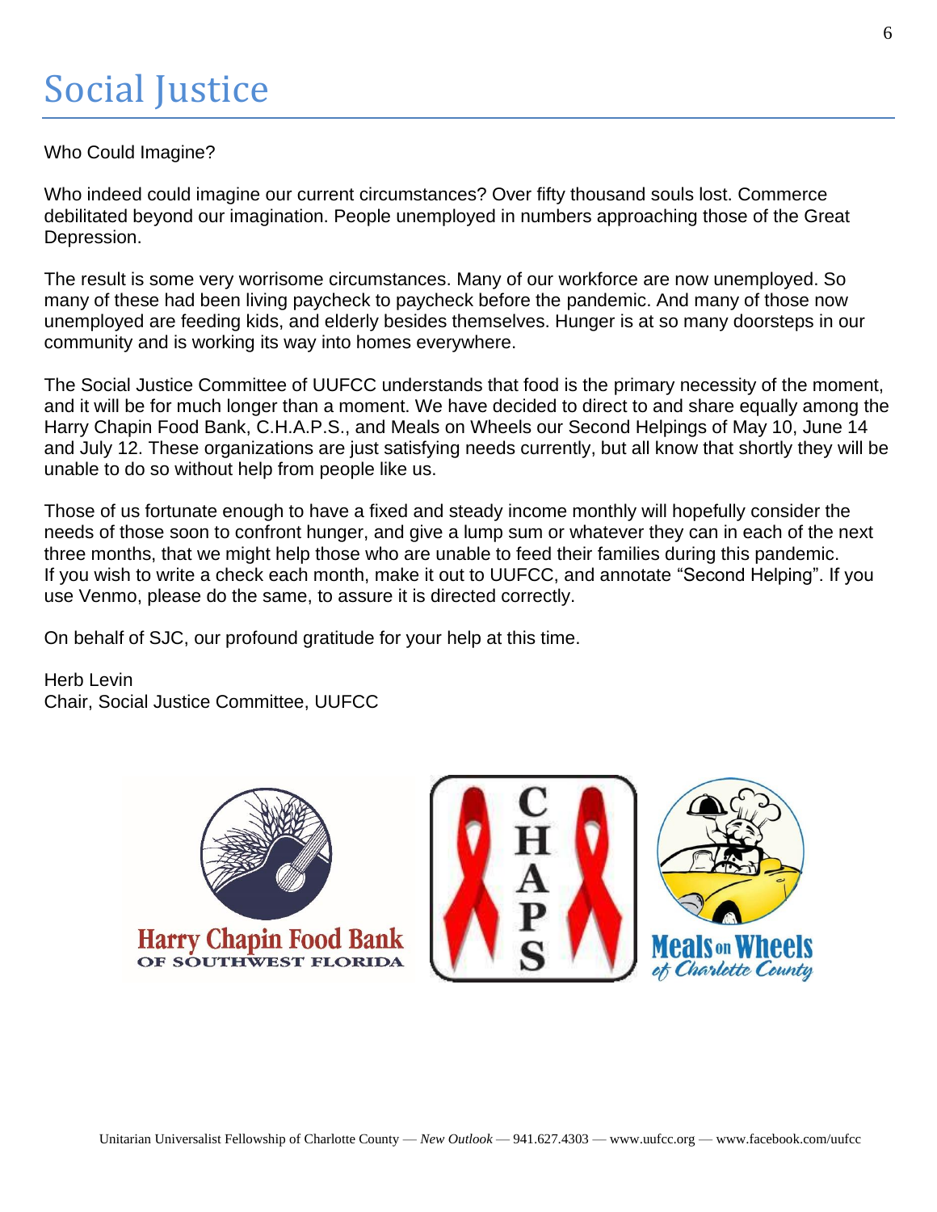# Social Justice

Who Could Imagine?

Who indeed could imagine our current circumstances? Over fifty thousand souls lost. Commerce debilitated beyond our imagination. People unemployed in numbers approaching those of the Great Depression.

The result is some very worrisome circumstances. Many of our workforce are now unemployed. So many of these had been living paycheck to paycheck before the pandemic. And many of those now unemployed are feeding kids, and elderly besides themselves. Hunger is at so many doorsteps in our community and is working its way into homes everywhere.

The Social Justice Committee of UUFCC understands that food is the primary necessity of the moment, and it will be for much longer than a moment. We have decided to direct to and share equally among the Harry Chapin Food Bank, C.H.A.P.S., and Meals on Wheels our Second Helpings of May 10, June 14 and July 12. These organizations are just satisfying needs currently, but all know that shortly they will be unable to do so without help from people like us.

Those of us fortunate enough to have a fixed and steady income monthly will hopefully consider the needs of those soon to confront hunger, and give a lump sum or whatever they can in each of the next three months, that we might help those who are unable to feed their families during this pandemic. If you wish to write a check each month, make it out to UUFCC, and annotate "Second Helping". If you use Venmo, please do the same, to assure it is directed correctly.

On behalf of SJC, our profound gratitude for your help at this time.

Herb Levin
Chair, Social Justice Committee, UUFCC

Harry Chapin Food Bank OF SOUTHWEST FLORIDA

CHAPS

Meals on Wheels of Charlotte County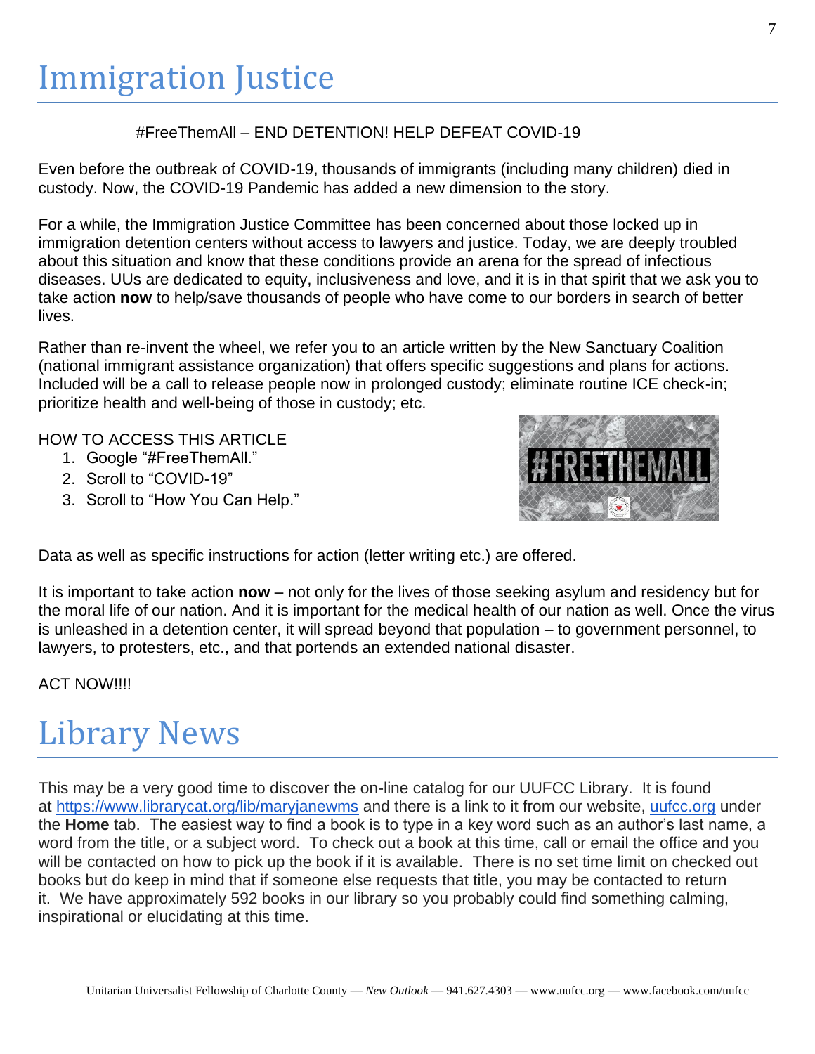# Immigration Justice

#FreeThemAll – END DETENTION! HELP DEFEAT COVID-19

Even before the outbreak of COVID-19, thousands of immigrants (including many children) died in custody. Now, the COVID-19 Pandemic has added a new dimension to the story.

For a while, the Immigration Justice Committee has been concerned about those locked up in immigration detention centers without access to lawyers and justice. Today, we are deeply troubled about this situation and know that these conditions provide an arena for the spread of infectious diseases. UUs are dedicated to equity, inclusiveness and love, and it is in that spirit that we ask you to take action **now** to help/save thousands of people who have come to our borders in search of better lives.

Rather than re-invent the wheel, we refer you to an article written by the New Sanctuary Coalition (national immigrant assistance organization) that offers specific suggestions and plans for actions. Included will be a call to release people now in prolonged custody; eliminate routine ICE check-in; prioritize health and well-being of those in custody; etc.

HOW TO ACCESS THIS ARTICLE

1. Google "#FreeThemAll."
2. Scroll to "COVID-19"
3. Scroll to "How You Can Help."

Data as well as specific instructions for action (letter writing etc.) are offered.

It is important to take action **now** – not only for the lives of those seeking asylum and residency but for the moral life of our nation. And it is important for the medical health of our nation as well. Once the virus is unleashed in a detention center, it will spread beyond that population – to government personnel, to lawyers, to protesters, etc., and that portends an extended national disaster.

ACT NOW!!!!

# Library News

This may be a very good time to discover the on-line catalog for our UUFCC Library. It is found at https://www.librarycat.org/lib/maryjanewms and there is a link to it from our website, uufcc.org under the **Home** tab. The easiest way to find a book is to type in a key word such as an author's last name, a word from the title, or a subject word. To check out a book at this time, call or email the office and you will be contacted on how to pick up the book if it is available. There is no set time limit on checked out books but do keep in mind that if someone else requests that title, you may be contacted to return it. We have approximately 592 books in our library so you probably could find something calming, inspirational or elucidating at this time.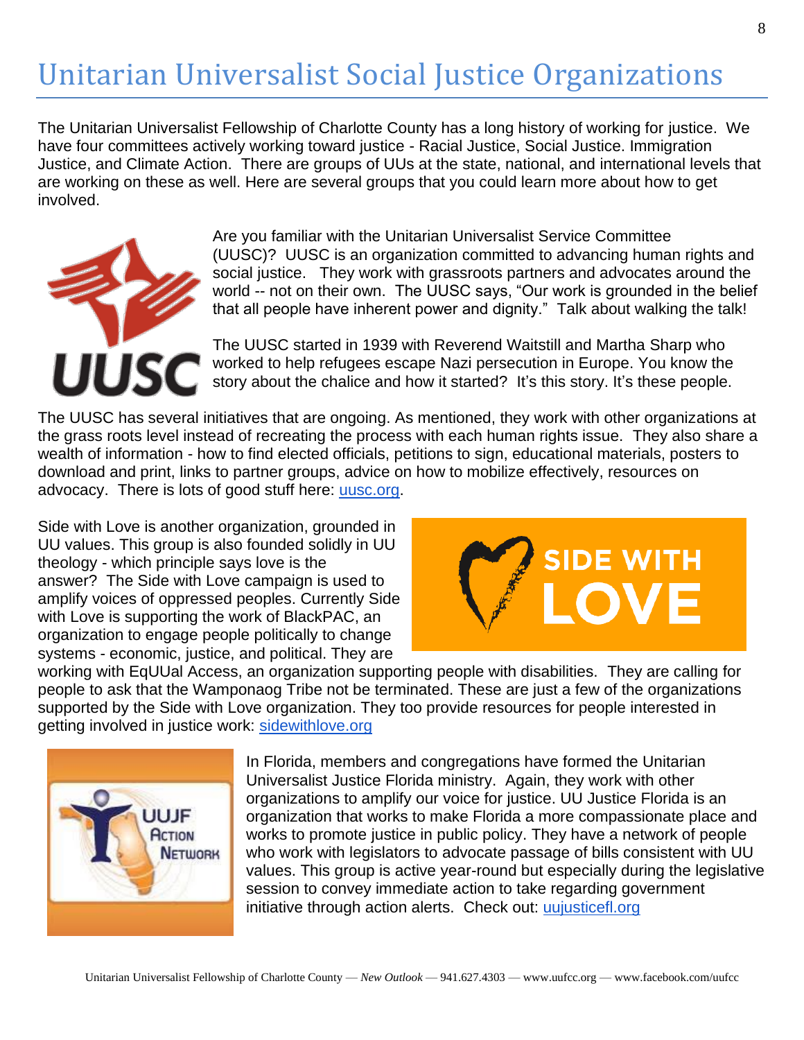# Unitarian Universalist Social Justice Organizations

The Unitarian Universalist Fellowship of Charlotte County has a long history of working for justice. We have four committees actively working toward justice - Racial Justice, Social Justice. Immigration Justice, and Climate Action. There are groups of UUs at the state, national, and international levels that are working on these as well. Here are several groups that you could learn more about how to get involved.

Are you familiar with the Unitarian Universalist Service Committee (UUSC)? UUSC is an organization committed to advancing human rights and social justice. They work with grassroots partners and advocates around the world -- not on their own. The UUSC says, "Our work is grounded in the belief that all people have inherent power and dignity." Talk about walking the talk!

The UUSC started in 1939 with Reverend Waitstill and Martha Sharp who worked to help refugees escape Nazi persecution in Europe. You know the story about the chalice and how it started? It's this story. It's these people.

The UUSC has several initiatives that are ongoing. As mentioned, they work with other organizations at the grass roots level instead of recreating the process with each human rights issue. They also share a wealth of information - how to find elected officials, petitions to sign, educational materials, posters to download and print, links to partner groups, advice on how to mobilize effectively, resources on advocacy. There is lots of good stuff here: uusc.org.

Side with Love is another organization, grounded in UU values. This group is also founded solidly in UU theology - which principle says love is the answer? The Side with Love campaign is used to amplify voices of oppressed peoples. Currently Side with Love is supporting the work of BlackPAC, an organization to engage people politically to change systems - economic, justice, and political. They are working with EqUUal Access, an organization supporting people with disabilities. They are calling for people to ask that the Wamponaog Tribe not be terminated. These are just a few of the organizations supported by the Side with Love organization. They too provide resources for people interested in getting involved in justice work: sidewithlove.org

In Florida, members and congregations have formed the Unitarian Universalist Justice Florida ministry. Again, they work with other organizations to amplify our voice for justice. UU Justice Florida is an organization that works to make Florida a more compassionate place and works to promote justice in public policy. They have a network of people who work with legislators to advocate passage of bills consistent with UU values. This group is active year-round but especially during the legislative session to convey immediate action to take regarding government initiative through action alerts. Check out: uujusticefl.org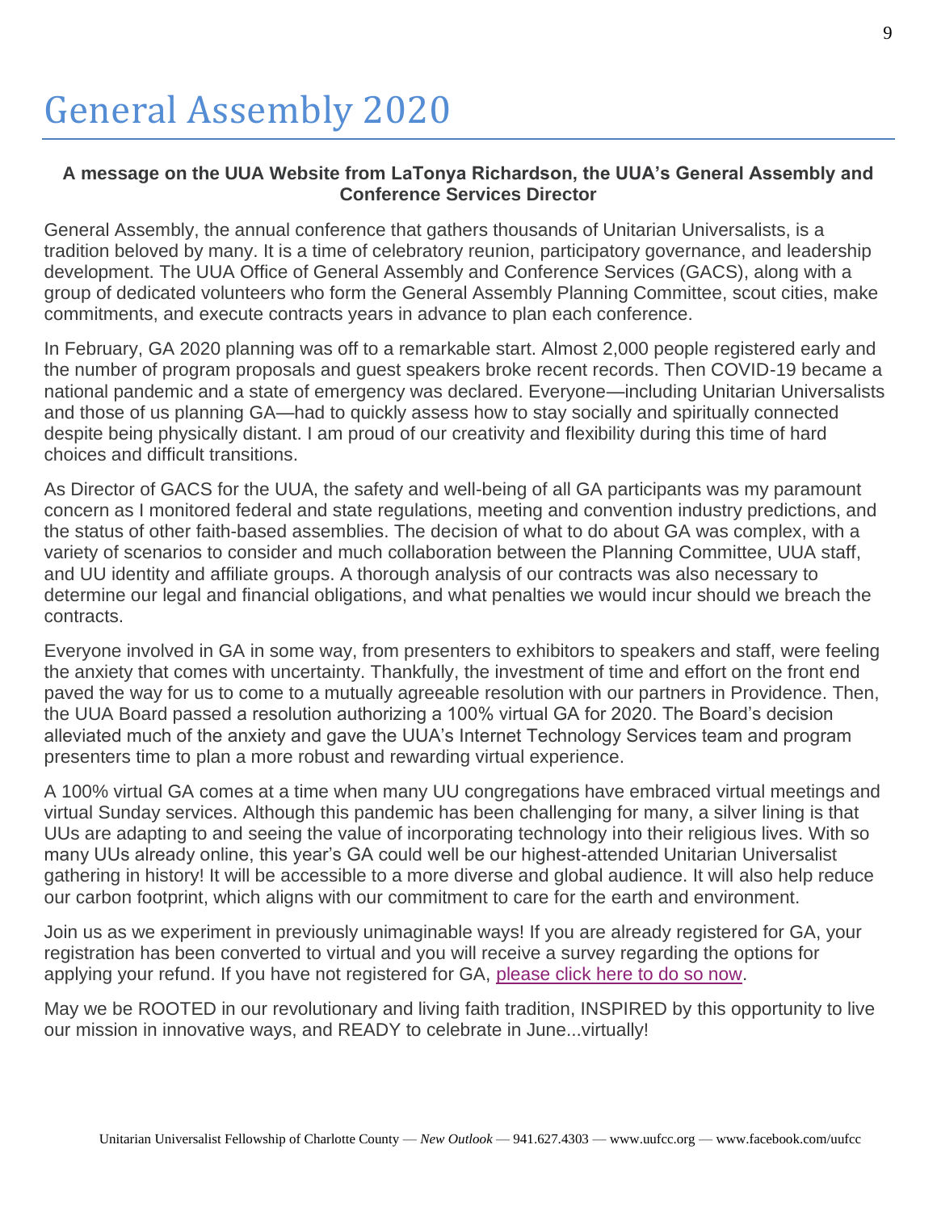# General Assembly 2020

**A message on the UUA Website from LaTonya Richardson, the UUA's General Assembly and Conference Services Director**

General Assembly, the annual conference that gathers thousands of Unitarian Universalists, is a tradition beloved by many. It is a time of celebratory reunion, participatory governance, and leadership development. The UUA Office of General Assembly and Conference Services (GACS), along with a group of dedicated volunteers who form the General Assembly Planning Committee, scout cities, make commitments, and execute contracts years in advance to plan each conference.

In February, GA 2020 planning was off to a remarkable start. Almost 2,000 people registered early and the number of program proposals and guest speakers broke recent records. Then COVID-19 became a national pandemic and a state of emergency was declared. Everyone—including Unitarian Universalists and those of us planning GA—had to quickly assess how to stay socially and spiritually connected despite being physically distant. I am proud of our creativity and flexibility during this time of hard choices and difficult transitions.

As Director of GACS for the UUA, the safety and well-being of all GA participants was my paramount concern as I monitored federal and state regulations, meeting and convention industry predictions, and the status of other faith-based assemblies. The decision of what to do about GA was complex, with a variety of scenarios to consider and much collaboration between the Planning Committee, UUA staff, and UU identity and affiliate groups. A thorough analysis of our contracts was also necessary to determine our legal and financial obligations, and what penalties we would incur should we breach the contracts.

Everyone involved in GA in some way, from presenters to exhibitors to speakers and staff, were feeling the anxiety that comes with uncertainty. Thankfully, the investment of time and effort on the front end paved the way for us to come to a mutually agreeable resolution with our partners in Providence. Then, the UUA Board passed a resolution authorizing a 100% virtual GA for 2020. The Board's decision alleviated much of the anxiety and gave the UUA's Internet Technology Services team and program presenters time to plan a more robust and rewarding virtual experience.

A 100% virtual GA comes at a time when many UU congregations have embraced virtual meetings and virtual Sunday services. Although this pandemic has been challenging for many, a silver lining is that UUs are adapting to and seeing the value of incorporating technology into their religious lives. With so many UUs already online, this year's GA could well be our highest-attended Unitarian Universalist gathering in history! It will be accessible to a more diverse and global audience. It will also help reduce our carbon footprint, which aligns with our commitment to care for the earth and environment.

Join us as we experiment in previously unimaginable ways! If you are already registered for GA, your registration has been converted to virtual and you will receive a survey regarding the options for applying your refund. If you have not registered for GA, please click here to do so now.

May we be ROOTED in our revolutionary and living faith tradition, INSPIRED by this opportunity to live our mission in innovative ways, and READY to celebrate in June...virtually!